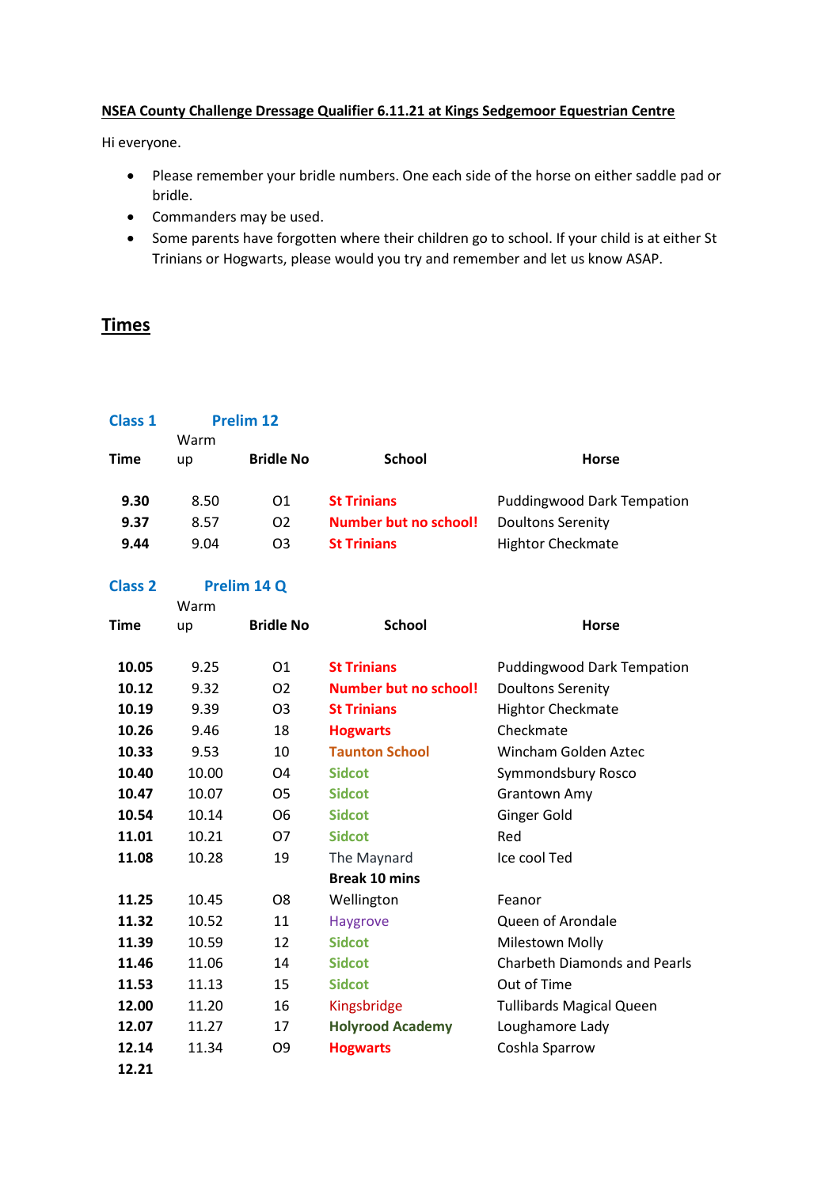**NSEA County Challenge Dressage Qualifier 6.11.21 at Kings Sedgemoor Equestrian Centre**

Hi everyone.

- Please remember your bridle numbers. One each side of the horse on either saddle pad or bridle.
- Commanders may be used.
- Some parents have forgotten where their children go to school. If your child is at either St Trinians or Hogwarts, please would you try and remember and let us know ASAP.

## Times

### Class 1 Prelim 12

| Time | Warm up | Bridle No | School | Horse |
|---|---|---|---|---|
| **9.30** | 8.50 | O1 | **St Trinians** | Puddingwood Dark Tempation |
| **9.37** | 8.57 | O2 | **Number but no school!** | Doultons Serenity |
| **9.44** | 9.04 | O3 | **St Trinians** | Hightor Checkmate |

### Class 2 Prelim 14 Q

| Time | Warm up | Bridle No | School | Horse |
|---|---|---|---|---|
| **10.05** | 9.25 | O1 | **St Trinians** | Puddingwood Dark Tempation |
| **10.12** | 9.32 | O2 | **Number but no school!** | Doultons Serenity |
| **10.19** | 9.39 | O3 | **St Trinians** | Hightor Checkmate |
| **10.26** | 9.46 | 18 | **Hogwarts** | Checkmate |
| **10.33** | 9.53 | 10 | **Taunton School** | Wincham Golden Aztec |
| **10.40** | 10.00 | O4 | **Sidcot** | Symmondsbury Rosco |
| **10.47** | 10.07 | O5 | **Sidcot** | Grantown Amy |
| **10.54** | 10.14 | O6 | **Sidcot** | Ginger Gold |
| **11.01** | 10.21 | O7 | **Sidcot** | Red |
| **11.08** | 10.28 | 19 | The Maynard | Ice cool Ted |
| | | | **Break 10 mins** | |
| **11.25** | 10.45 | O8 | Wellington | Feanor |
| **11.32** | 10.52 | 11 | Haygrove | Queen of Arondale |
| **11.39** | 10.59 | 12 | **Sidcot** | Milestown Molly |
| **11.46** | 11.06 | 14 | **Sidcot** | Charbeth Diamonds and Pearls |
| **11.53** | 11.13 | 15 | **Sidcot** | Out of Time |
| **12.00** | 11.20 | 16 | Kingsbridge | Tullibards Magical Queen |
| **12.07** | 11.27 | 17 | **Holyrood Academy** | Loughamore Lady |
| **12.14** | 11.34 | O9 | **Hogwarts** | Coshla Sparrow |
| **12.21** | | | | |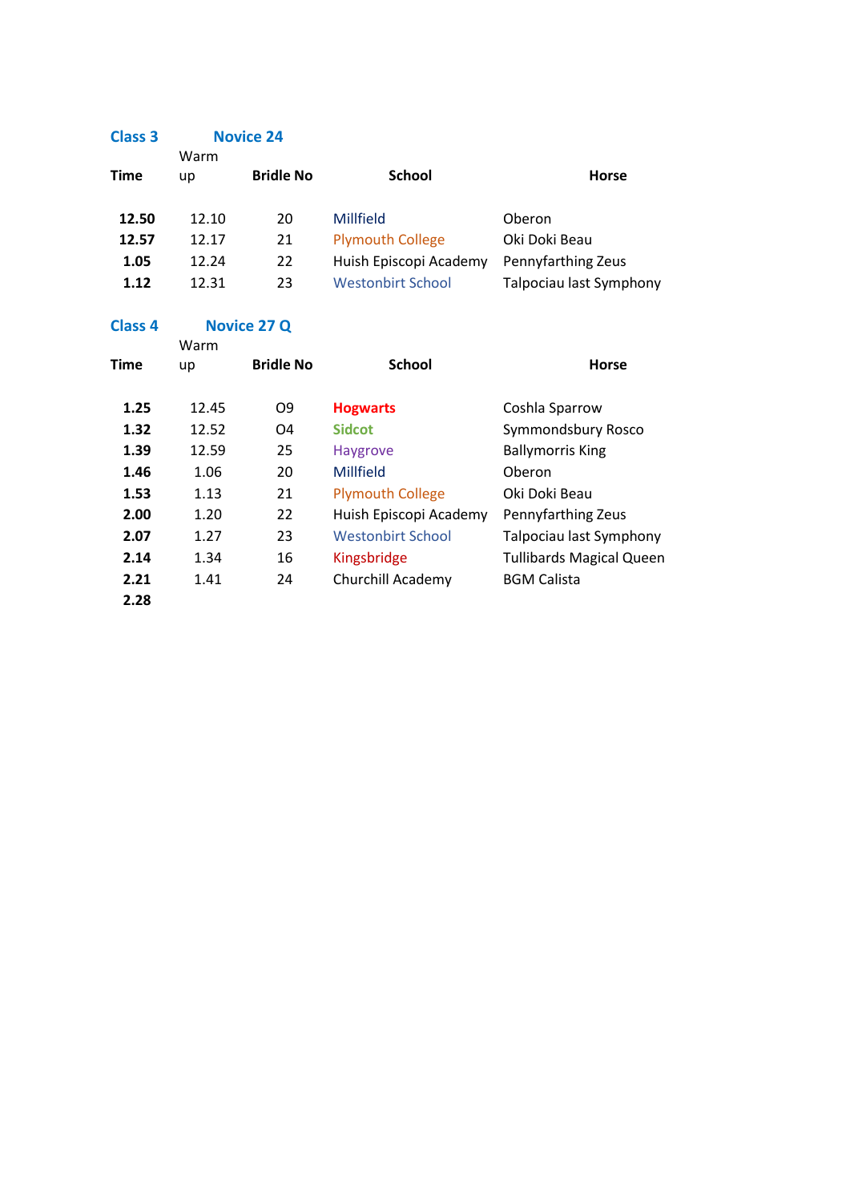## Class 3 Novice 24

| Time | Warm up | Bridle No | School | Horse |
|---|---|---|---|---|
| **12.50** | 12.10 | 20 | Millfield | Oberon |
| **12.57** | 12.17 | 21 | Plymouth College | Oki Doki Beau |
| **1.05** | 12.24 | 22 | Huish Episcopi Academy | Pennyfarthing Zeus |
| **1.12** | 12.31 | 23 | Westonbirt School | Talpociau last Symphony |

## Class 4 Novice 27 Q

| Time | Warm up | Bridle No | School | Horse |
|---|---|---|---|---|
| **1.25** | 12.45 | O9 | **Hogwarts** | Coshla Sparrow |
| **1.32** | 12.52 | O4 | **Sidcot** | Symmondsbury Rosco |
| **1.39** | 12.59 | 25 | Haygrove | Ballymorris King |
| **1.46** | 1.06 | 20 | Millfield | Oberon |
| **1.53** | 1.13 | 21 | Plymouth College | Oki Doki Beau |
| **2.00** | 1.20 | 22 | Huish Episcopi Academy | Pennyfarthing Zeus |
| **2.07** | 1.27 | 23 | Westonbirt School | Talpociau last Symphony |
| **2.14** | 1.34 | 16 | Kingsbridge | Tullibards Magical Queen |
| **2.21** | 1.41 | 24 | Churchill Academy | BGM Calista |
| **2.28** | | | | |